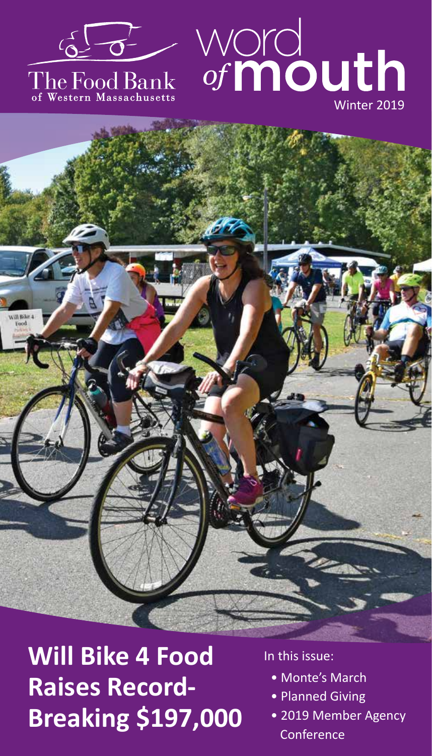The Food Bank of Western Massachusetts

# word of mouth

Winter 2019

# Will Bike 4 Food Raises Record-Breaking $197,000

In this issue:

- Monte's March
- Planned Giving
- 2019 Member Agency Conference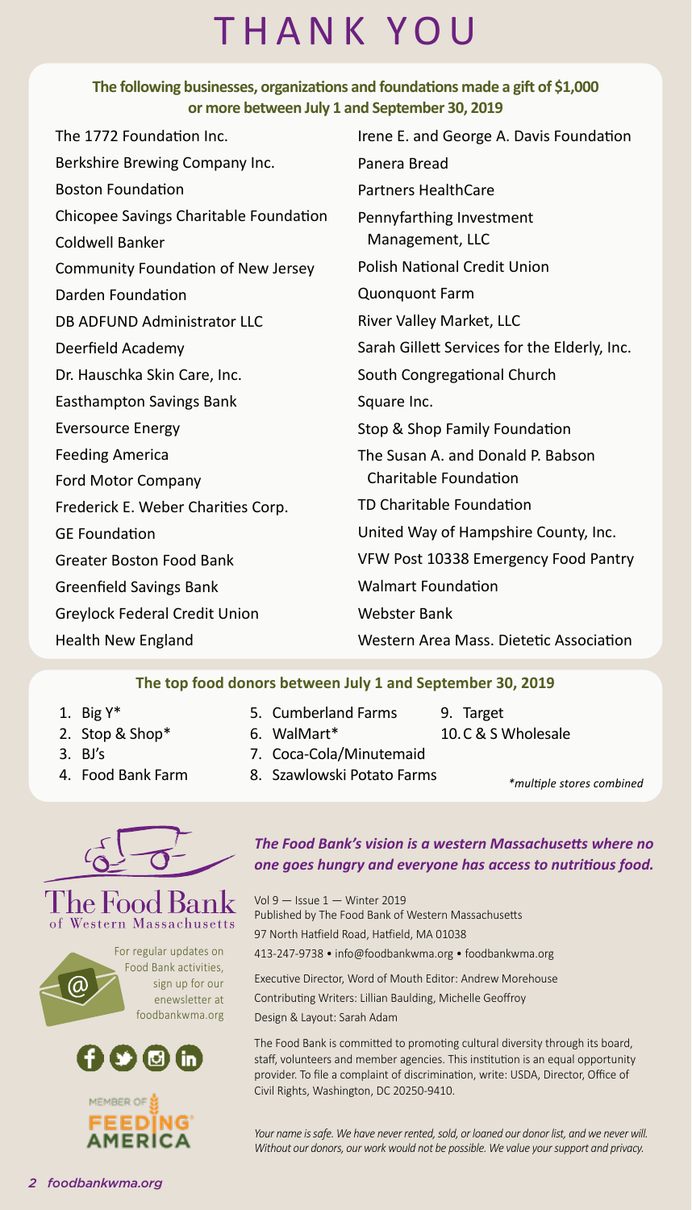# THANK YOU

**The following businesses, organizations and foundations made a gift of $1,000 or more between July 1 and September 30, 2019**

- The 1772 Foundation Inc.
- Berkshire Brewing Company Inc.
- Boston Foundation
- Chicopee Savings Charitable Foundation
- Coldwell Banker
- Community Foundation of New Jersey
- Darden Foundation
- DB ADFUND Administrator LLC
- Deerfield Academy
- Dr. Hauschka Skin Care, Inc.
- Easthampton Savings Bank
- Eversource Energy
- Feeding America
- Ford Motor Company
- Frederick E. Weber Charities Corp.
- GE Foundation
- Greater Boston Food Bank
- Greenfield Savings Bank
- Greylock Federal Credit Union
- Health New England
- Irene E. and George A. Davis Foundation
- Panera Bread
- Partners HealthCare
- Pennyfarthing Investment Management, LLC
- Polish National Credit Union
- Quonquont Farm
- River Valley Market, LLC
- Sarah Gillett Services for the Elderly, Inc.
- South Congregational Church
- Square Inc.
- Stop & Shop Family Foundation
- The Susan A. and Donald P. Babson Charitable Foundation
- TD Charitable Foundation
- United Way of Hampshire County, Inc.
- VFW Post 10338 Emergency Food Pantry
- Walmart Foundation
- Webster Bank
- Western Area Mass. Dietetic Association

**The top food donors between July 1 and September 30, 2019**

1. Big Y*
2. Stop & Shop*
3. BJ's
4. Food Bank Farm
5. Cumberland Farms
6. WalMart*
7. Coca-Cola/Minutemaid
8. Szawlowski Potato Farms
9. Target
10. C & S Wholesale

*\*multiple stores combined*

The Food Bank of Western Massachusetts

For regular updates on Food Bank activities, sign up for our enewsletter at foodbankwma.org

MEMBER OF FEEDING AMERICA

***The Food Bank's vision is a western Massachusetts where no one goes hungry and everyone has access to nutritious food.***

Vol 9 — Issue 1 — Winter 2019
Published by The Food Bank of Western Massachusetts
97 North Hatfield Road, Hatfield, MA 01038
413-247-9738 • info@foodbankwma.org • foodbankwma.org

Executive Director, Word of Mouth Editor: Andrew Morehouse
Contributing Writers: Lillian Baulding, Michelle Geoffroy
Design & Layout: Sarah Adam

The Food Bank is committed to promoting cultural diversity through its board, staff, volunteers and member agencies. This institution is an equal opportunity provider. To file a complaint of discrimination, write: USDA, Director, Office of Civil Rights, Washington, DC 20250-9410.

*Your name is safe. We have never rented, sold, or loaned our donor list, and we never will. Without our donors, our work would not be possible. We value your support and privacy.*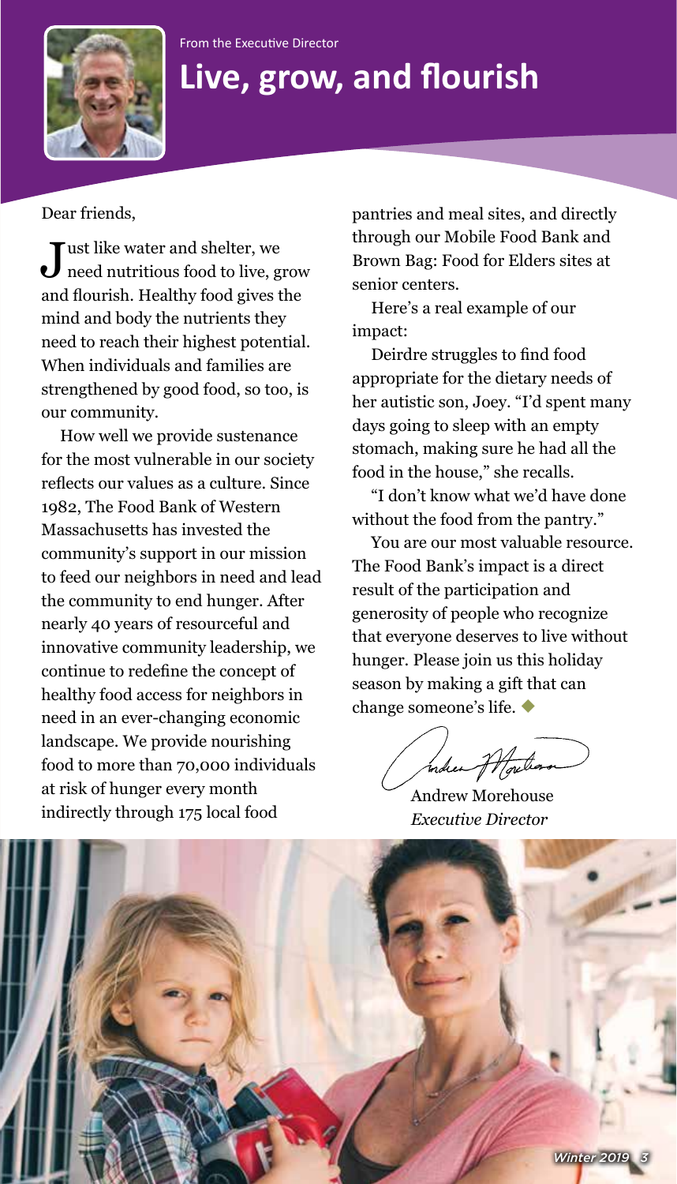From the Executive Director

# Live, grow, and flourish

Dear friends,

Just like water and shelter, we need nutritious food to live, grow and flourish. Healthy food gives the mind and body the nutrients they need to reach their highest potential. When individuals and families are strengthened by good food, so too, is our community.

How well we provide sustenance for the most vulnerable in our society reflects our values as a culture. Since 1982, The Food Bank of Western Massachusetts has invested the community's support in our mission to feed our neighbors in need and lead the community to end hunger. After nearly 40 years of resourceful and innovative community leadership, we continue to redefine the concept of healthy food access for neighbors in need in an ever-changing economic landscape. We provide nourishing food to more than 70,000 individuals at risk of hunger every month indirectly through 175 local food pantries and meal sites, and directly through our Mobile Food Bank and Brown Bag: Food for Elders sites at senior centers.

Here's a real example of our impact:

Deirdre struggles to find food appropriate for the dietary needs of her autistic son, Joey. "I'd spent many days going to sleep with an empty stomach, making sure he had all the food in the house," she recalls.

"I don't know what we'd have done without the food from the pantry."

You are our most valuable resource. The Food Bank's impact is a direct result of the participation and generosity of people who recognize that everyone deserves to live without hunger. Please join us this holiday season by making a gift that can change someone's life. ◆

Andrew Morehouse
*Executive Director*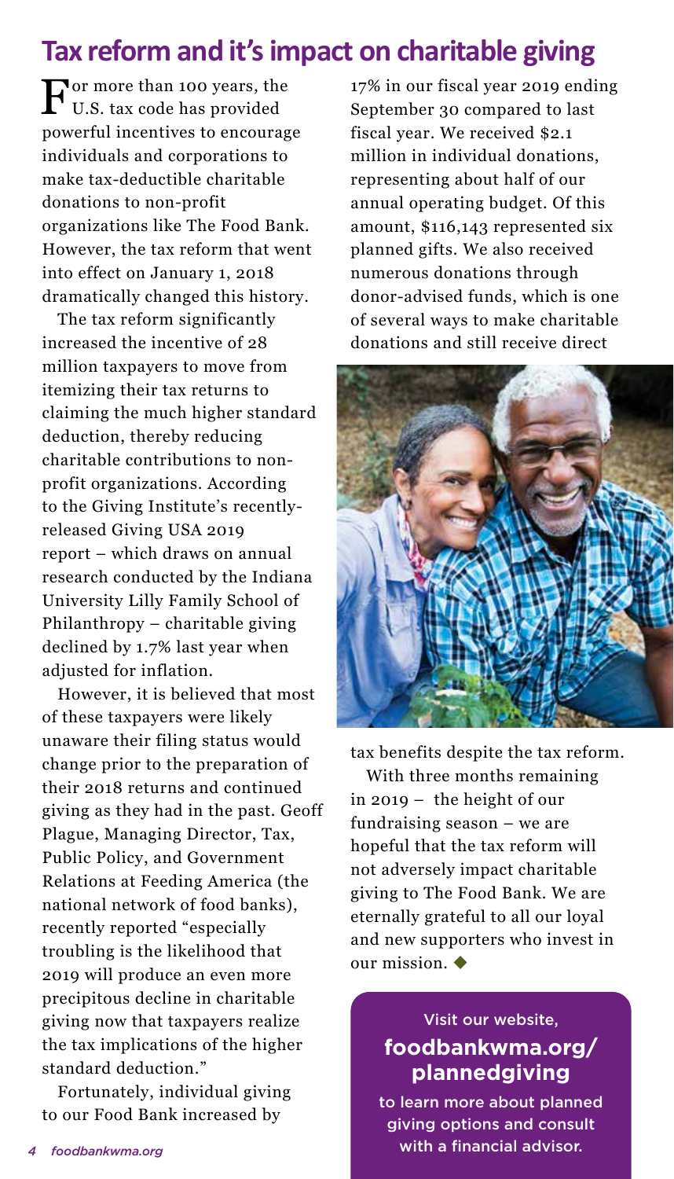# Tax reform and it's impact on charitable giving

For more than 100 years, the U.S. tax code has provided powerful incentives to encourage individuals and corporations to make tax-deductible charitable donations to non-profit organizations like The Food Bank. However, the tax reform that went into effect on January 1, 2018 dramatically changed this history.

The tax reform significantly increased the incentive of 28 million taxpayers to move from itemizing their tax returns to claiming the much higher standard deduction, thereby reducing charitable contributions to non-profit organizations. According to the Giving Institute's recently-released Giving USA 2019 report – which draws on annual research conducted by the Indiana University Lilly Family School of Philanthropy – charitable giving declined by 1.7% last year when adjusted for inflation.

However, it is believed that most of these taxpayers were likely unaware their filing status would change prior to the preparation of their 2018 returns and continued giving as they had in the past. Geoff Plague, Managing Director, Tax, Public Policy, and Government Relations at Feeding America (the national network of food banks), recently reported "especially troubling is the likelihood that 2019 will produce an even more precipitous decline in charitable giving now that taxpayers realize the tax implications of the higher standard deduction."

Fortunately, individual giving to our Food Bank increased by 17% in our fiscal year 2019 ending September 30 compared to last fiscal year. We received $2.1 million in individual donations, representing about half of our annual operating budget. Of this amount, $116,143 represented six planned gifts. We also received numerous donations through donor-advised funds, which is one of several ways to make charitable donations and still receive direct tax benefits despite the tax reform.

With three months remaining in 2019 – the height of our fundraising season – we are hopeful that the tax reform will not adversely impact charitable giving to The Food Bank. We are eternally grateful to all our loyal and new supporters who invest in our mission. ◆

Visit our website,

**foodbankwma.org/plannedgiving**

to learn more about planned giving options and consult with a financial advisor.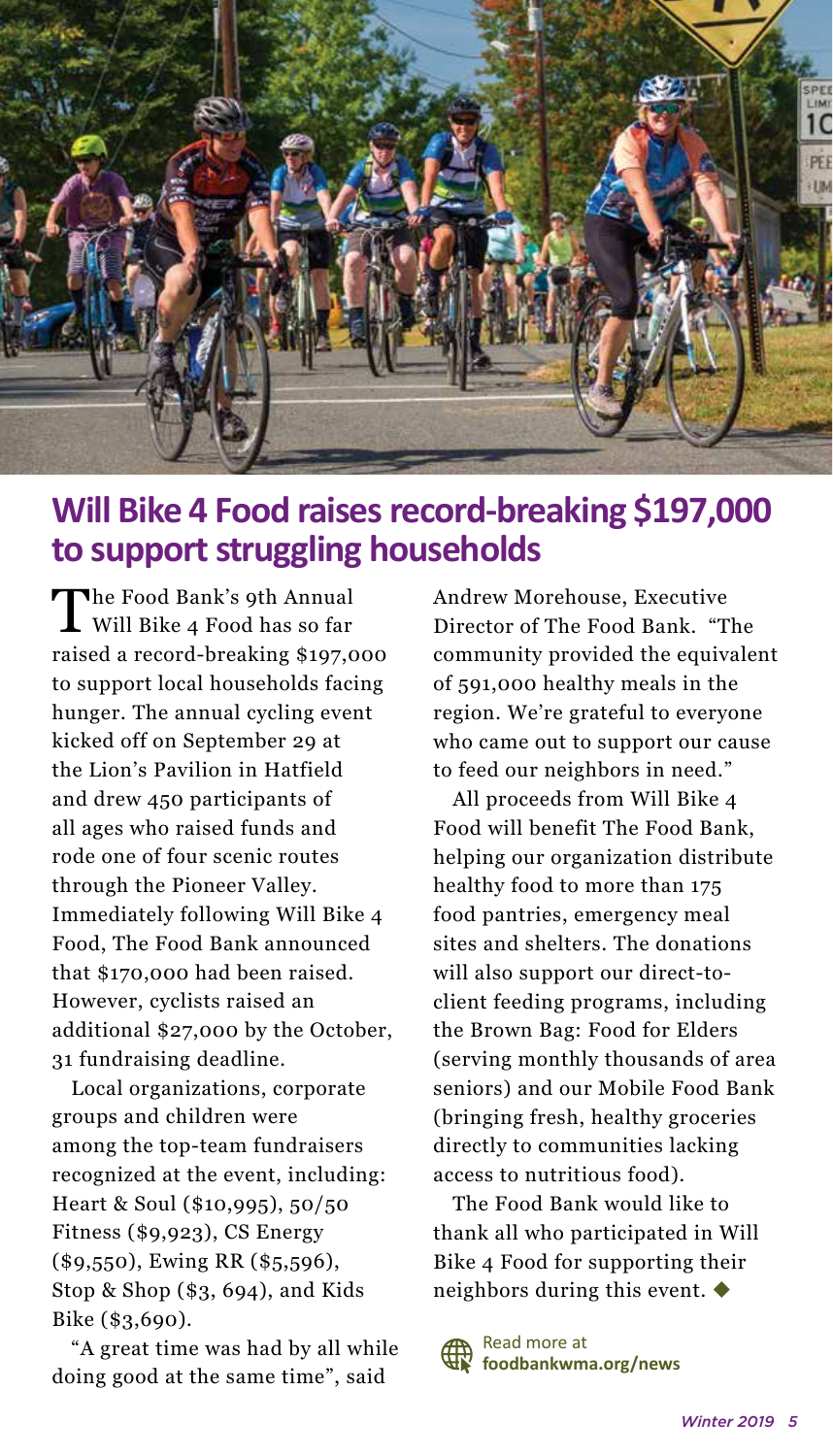## Will Bike 4 Food raises record-breaking $197,000 to support struggling households

The Food Bank's 9th Annual Will Bike 4 Food has so far raised a record-breaking $197,000 to support local households facing hunger. The annual cycling event kicked off on September 29 at the Lion's Pavilion in Hatfield and drew 450 participants of all ages who raised funds and rode one of four scenic routes through the Pioneer Valley. Immediately following Will Bike 4 Food, The Food Bank announced that $170,000 had been raised. However, cyclists raised an additional $27,000 by the October, 31 fundraising deadline.

Local organizations, corporate groups and children were among the top-team fundraisers recognized at the event, including: Heart & Soul ($10,995), 50/50 Fitness ($9,923), CS Energy ($9,550), Ewing RR ($5,596), Stop & Shop ($3, 694), and Kids Bike ($3,690).

"A great time was had by all while doing good at the same time", said Andrew Morehouse, Executive Director of The Food Bank. "The community provided the equivalent of 591,000 healthy meals in the region. We're grateful to everyone who came out to support our cause to feed our neighbors in need."

All proceeds from Will Bike 4 Food will benefit The Food Bank, helping our organization distribute healthy food to more than 175 food pantries, emergency meal sites and shelters. The donations will also support our direct-to-client feeding programs, including the Brown Bag: Food for Elders (serving monthly thousands of area seniors) and our Mobile Food Bank (bringing fresh, healthy groceries directly to communities lacking access to nutritious food).

The Food Bank would like to thank all who participated in Will Bike 4 Food for supporting their neighbors during this event. ◆

Read more at **foodbankwma.org/news**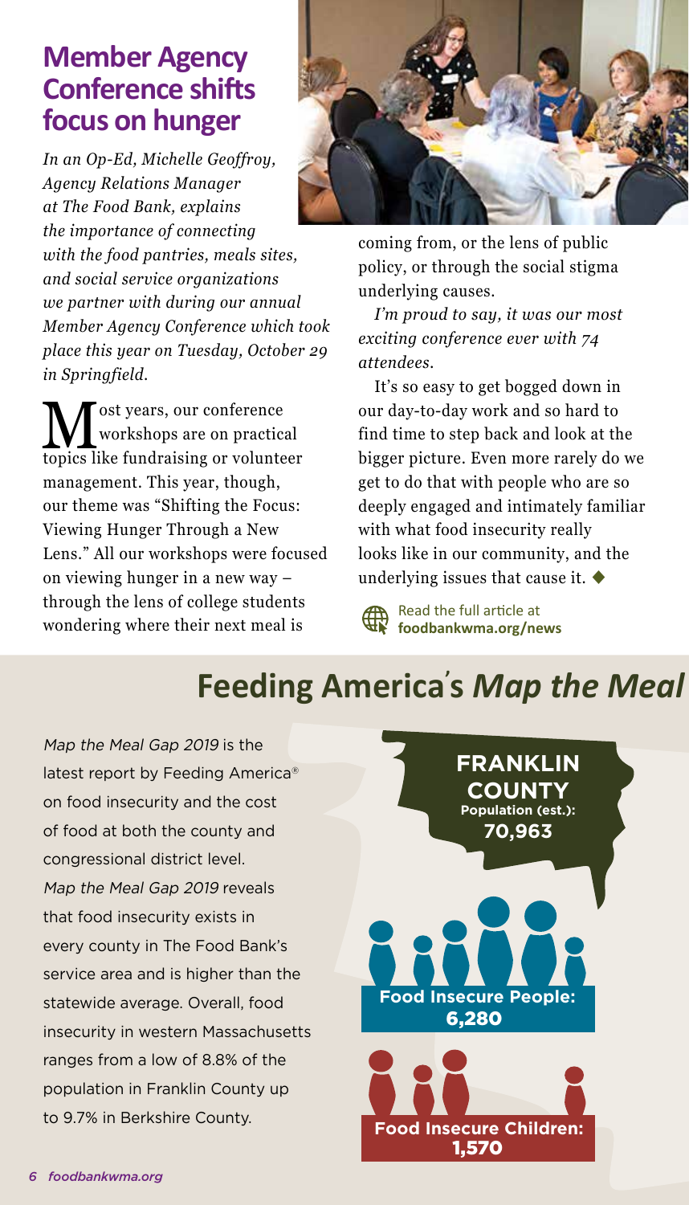## Member Agency Conference shifts focus on hunger

*In an Op-Ed, Michelle Geoffroy, Agency Relations Manager at The Food Bank, explains the importance of connecting with the food pantries, meals sites, and social service organizations we partner with during our annual Member Agency Conference which took place this year on Tuesday, October 29 in Springfield.*

Most years, our conference workshops are on practical topics like fundraising or volunteer management. This year, though, our theme was "Shifting the Focus: Viewing Hunger Through a New Lens." All our workshops were focused on viewing hunger in a new way – through the lens of college students wondering where their next meal is coming from, or the lens of public policy, or through the social stigma underlying causes.

*I'm proud to say, it was our most exciting conference ever with 74 attendees.*

It's so easy to get bogged down in our day-to-day work and so hard to find time to step back and look at the bigger picture. Even more rarely do we get to do that with people who are so deeply engaged and intimately familiar with what food insecurity really looks like in our community, and the underlying issues that cause it. ◆

Read the full article at **foodbankwma.org/news**

## Feeding America's *Map the Meal*

*Map the Meal Gap 2019* is the latest report by Feeding America® on food insecurity and the cost of food at both the county and congressional district level. *Map the Meal Gap 2019* reveals that food insecurity exists in every county in The Food Bank's service area and is higher than the statewide average. Overall, food insecurity in western Massachusetts ranges from a low of 8.8% of the population in Franklin County up to 9.7% in Berkshire County.

**FRANKLIN COUNTY**
**Population (est.): 70,963**

**Food Insecure People: 6,280**

**Food Insecure Children: 1,570**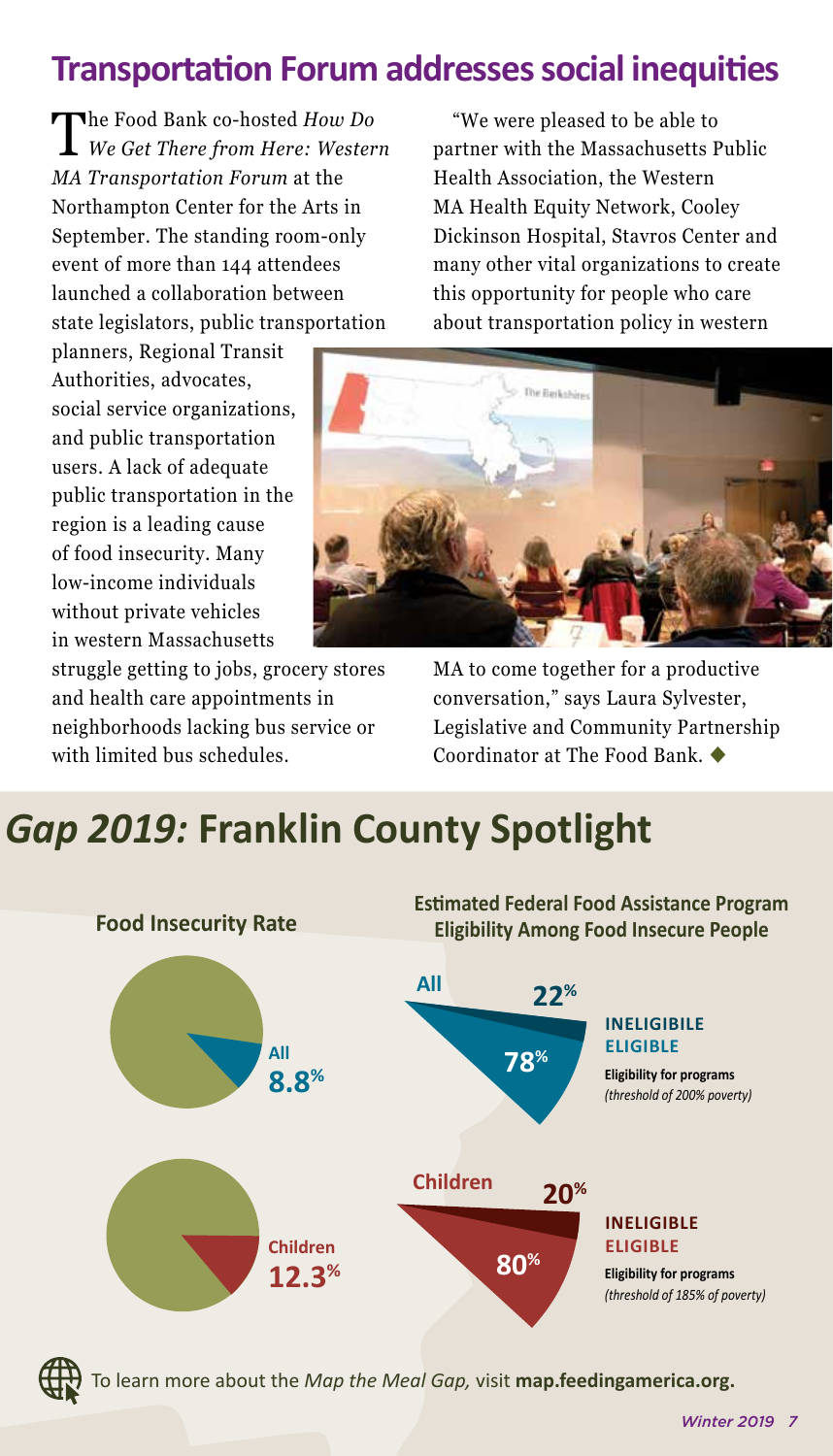## Transportation Forum addresses social inequities

The Food Bank co-hosted *How Do We Get There from Here: Western MA Transportation Forum* at the Northampton Center for the Arts in September. The standing room-only event of more than 144 attendees launched a collaboration between state legislators, public transportation planners, Regional Transit Authorities, advocates, social service organizations, and public transportation users. A lack of adequate public transportation in the region is a leading cause of food insecurity. Many low-income individuals without private vehicles in western Massachusetts struggle getting to jobs, grocery stores and health care appointments in neighborhoods lacking bus service or with limited bus schedules.

"We were pleased to be able to partner with the Massachusetts Public Health Association, the Western MA Health Equity Network, Cooley Dickinson Hospital, Stavros Center and many other vital organizations to create this opportunity for people who care about transportation policy in western MA to come together for a productive conversation," says Laura Sylvester, Legislative and Community Partnership Coordinator at The Food Bank. ◆

## *Gap 2019:* Franklin County Spotlight

**Food Insecurity Rate**

- All: **8.8%**
- Children: **12.3%**

**Estimated Federal Food Assistance Program Eligibility Among Food Insecure People**

**All**
- 22% INELIGIBILE
- 78% ELIGIBLE

**Eligibility for programs** *(threshold of 200% poverty)*

**Children**
- 20% INELIGIBLE
- 80% ELIGIBLE

**Eligibility for programs** *(threshold of 185% of poverty)*

To learn more about the *Map the Meal Gap,* visit **map.feedingamerica.org.**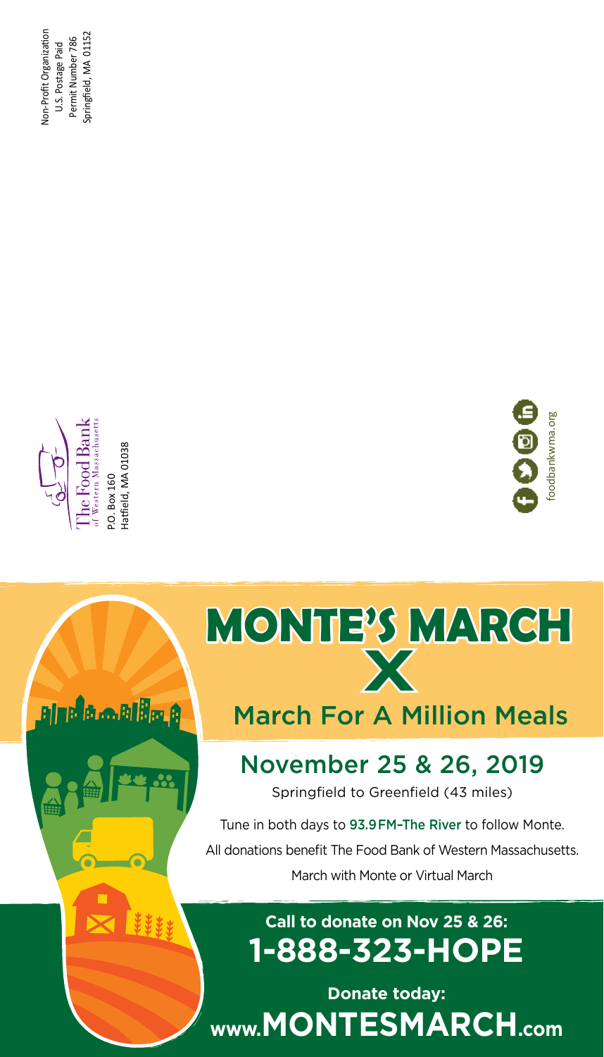Non-Profit Organization
U.S. Postage Paid
Permit Number 786
Springfield, MA 01152

The Food Bank
of Western Massachusetts

P.O. Box 160
Hatfield, MA 01038

foodbankwma.org

# MONTE'S MARCH X

## March For A Million Meals

## November 25 & 26, 2019

Springfield to Greenfield (43 miles)

Tune in both days to 93.9FM–The River to follow Monte.

All donations benefit The Food Bank of Western Massachusetts.

March with Monte or Virtual March

**Call to donate on Nov 25 & 26:**

**1-888-323-HOPE**

**Donate today:**

**www.MONTESMARCH.com**